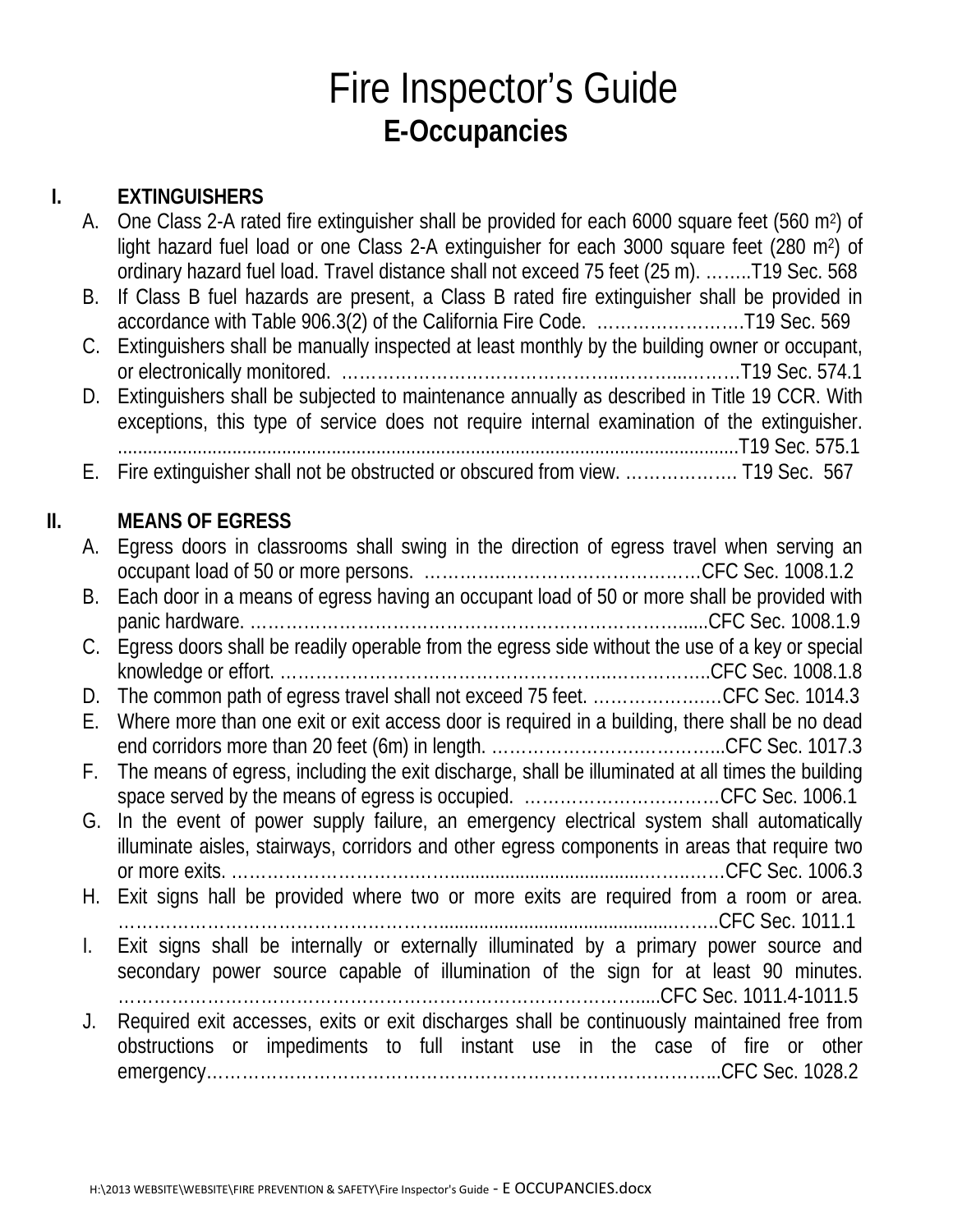# Fire Inspector's Guide

## E-Occupancies

### I. EXTINGUISHERS

A. One Class 2-A rated fire extinguisher shall be provided for each 6000 square feet (560 $m^2$) of light hazard fuel load or one Class 2-A extinguisher for each 3000 square feet (280 $m^2$) of ordinary hazard fuel load. Travel distance shall not exceed 75 feet (25 m). ……..T19 Sec. 568

B. If Class B fuel hazards are present, a Class B rated fire extinguisher shall be provided in accordance with Table 906.3(2) of the California Fire Code. …………………….T19 Sec. 569

C. Extinguishers shall be manually inspected at least monthly by the building owner or occupant, or electronically monitored. ……………………………………..………...………T19 Sec. 574.1

D. Extinguishers shall be subjected to maintenance annually as described in Title 19 CCR. With exceptions, this type of service does not require internal examination of the extinguisher. ..........................................................................................................................T19 Sec. 575.1

E. Fire extinguisher shall not be obstructed or obscured from view. ………………. T19 Sec. 567

### II. MEANS OF EGRESS

A. Egress doors in classrooms shall swing in the direction of egress travel when serving an occupant load of 50 or more persons. …………..……………………………CFC Sec. 1008.1.2

B. Each door in a means of egress having an occupant load of 50 or more shall be provided with panic hardware. …………………………………………………………………......CFC Sec. 1008.1.9

C. Egress doors shall be readily operable from the egress side without the use of a key or special knowledge or effort. ………………………………………………..……………..CFC Sec. 1008.1.8

D. The common path of egress travel shall not exceed 75 feet. …………………CFC Sec. 1014.3

E. Where more than one exit or exit access door is required in a building, there shall be no dead end corridors more than 20 feet (6m) in length. ……………………..………...CFC Sec. 1017.3

F. The means of egress, including the exit discharge, shall be illuminated at all times the building space served by the means of egress is occupied. ……………………………CFC Sec. 1006.1

G. In the event of power supply failure, an emergency electrical system shall automatically illuminate aisles, stairways, corridors and other egress components in areas that require two or more exits. ……………………………......................................……..……CFC Sec. 1006.3

H. Exit signs hall be provided where two or more exits are required from a room or area. ……………………………………………….......................................…….CFC Sec. 1011.1

I. Exit signs shall be internally or externally illuminated by a primary power source and secondary power source capable of illumination of the sign for at least 90 minutes. ……………………………………………………………………………......CFC Sec. 1011.4-1011.5

J. Required exit accesses, exits or exit discharges shall be continuously maintained free from obstructions or impediments to full instant use in the case of fire or other emergency…………………………………………………………………………...CFC Sec. 1028.2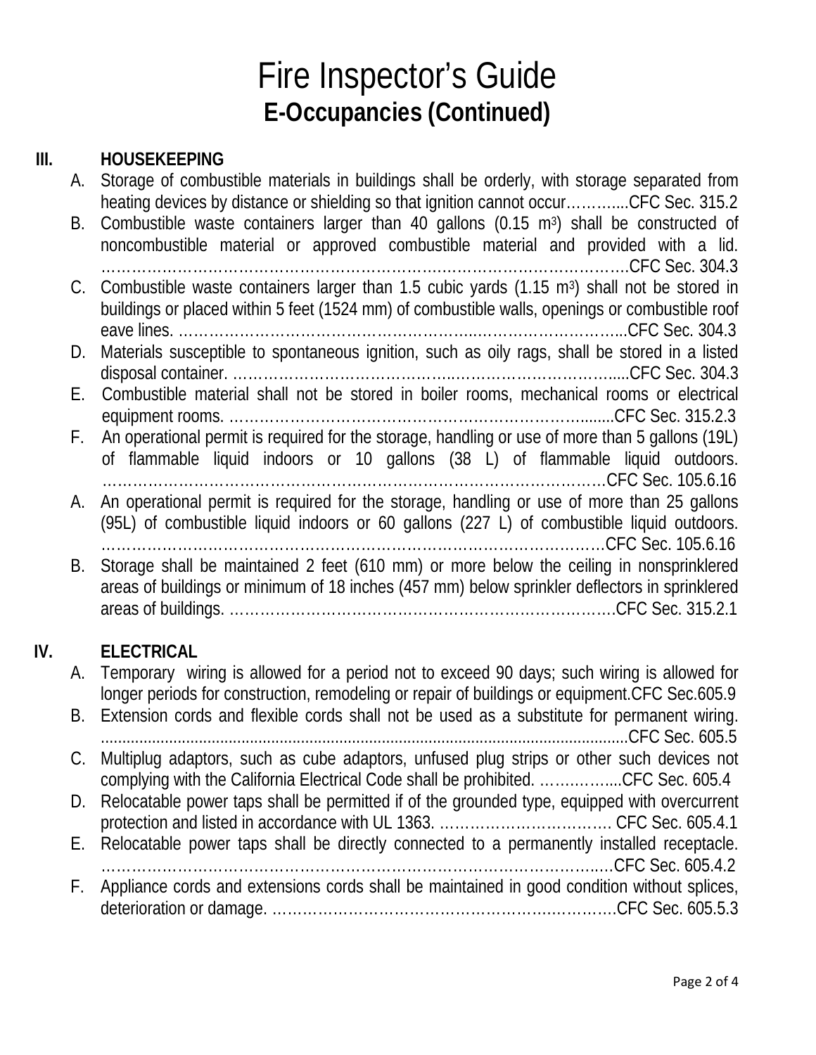# Fire Inspector's Guide

## E-Occupancies (Continued)

### III. HOUSEKEEPING

A. Storage of combustible materials in buildings shall be orderly, with storage separated from heating devices by distance or shielding so that ignition cannot occur………....CFC Sec. 315.2

B. Combustible waste containers larger than 40 gallons (0.15 $m^3$) shall be constructed of noncombustible material or approved combustible material and provided with a lid. ……………………………………………………………………………………….CFC Sec. 304.3

C. Combustible waste containers larger than 1.5 cubic yards (1.15 $m^3$) shall not be stored in buildings or placed within 5 feet (1524 mm) of combustible walls, openings or combustible roof eave lines. ……………………………………………………………………………...CFC Sec. 304.3

D. Materials susceptible to spontaneous ignition, such as oily rags, shall be stored in a listed disposal container. ……………………………………………………………….....CFC Sec. 304.3

E. Combustible material shall not be stored in boiler rooms, mechanical rooms or electrical equipment rooms. ……………………………………………………………........CFC Sec. 315.2.3

F. An operational permit is required for the storage, handling or use of more than 5 gallons (19L) of flammable liquid indoors or 10 gallons (38 L) of flammable liquid outdoors. ……………………………………………………………………………………CFC Sec. 105.6.16

A. An operational permit is required for the storage, handling or use of more than 25 gallons (95L) of combustible liquid indoors or 60 gallons (227 L) of combustible liquid outdoors. ……………………………………………………………………………………CFC Sec. 105.6.16

B. Storage shall be maintained 2 feet (610 mm) or more below the ceiling in nonsprinklered areas of buildings or minimum of 18 inches (457 mm) below sprinkler deflectors in sprinklered areas of buildings. ………………………………………………………………….CFC Sec. 315.2.1

### IV. ELECTRICAL

A. Temporary wiring is allowed for a period not to exceed 90 days; such wiring is allowed for longer periods for construction, remodeling or repair of buildings or equipment.CFC Sec.605.9

B. Extension cords and flexible cords shall not be used as a substitute for permanent wiring. ........................................................................................................................CFC Sec. 605.5

C. Multiplug adaptors, such as cube adaptors, unfused plug strips or other such devices not complying with the California Electrical Code shall be prohibited. …………....CFC Sec. 605.4

D. Relocatable power taps shall be permitted if of the grounded type, equipped with overcurrent protection and listed in accordance with UL 1363. ……………………………. CFC Sec. 605.4.1

E. Relocatable power taps shall be directly connected to a permanently installed receptacle. ………………………………………………………………………………………CFC Sec. 605.4.2

F. Appliance cords and extensions cords shall be maintained in good condition without splices, deterioration or damage. ………………………………………………………….CFC Sec. 605.5.3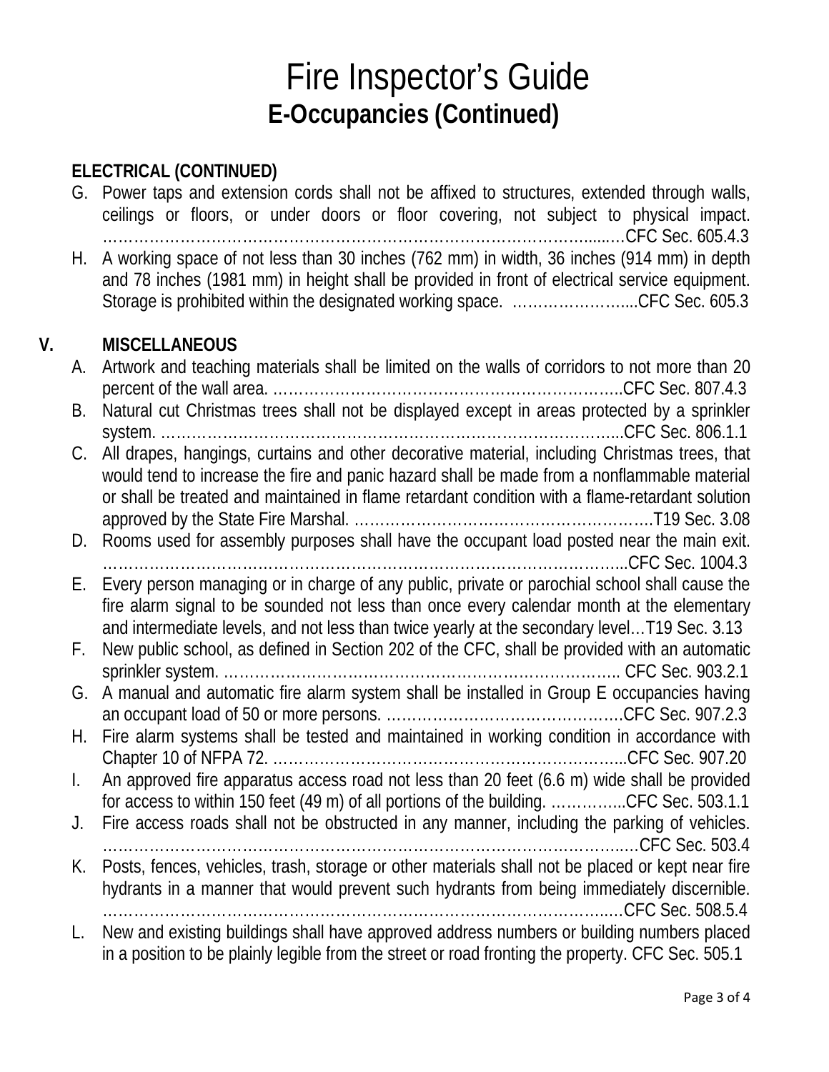# Fire Inspector's Guide

## E-Occupancies (Continued)

**ELECTRICAL (CONTINUED)**

G. Power taps and extension cords shall not be affixed to structures, extended through walls, ceilings or floors, or under doors or floor covering, not subject to physical impact. ……………………………………………………………………………………….CFC Sec. 605.4.3

H. A working space of not less than 30 inches (762 mm) in width, 36 inches (914 mm) in depth and 78 inches (1981 mm) in height shall be provided in front of electrical service equipment. Storage is prohibited within the designated working space. ……………………...CFC Sec. 605.3

## V. MISCELLANEOUS

A. Artwork and teaching materials shall be limited on the walls of corridors to not more than 20 percent of the wall area. …………………………………………………………..CFC Sec. 807.4.3

B. Natural cut Christmas trees shall not be displayed except in areas protected by a sprinkler system. ………………………………………………………………………………...CFC Sec. 806.1.1

C. All drapes, hangings, curtains and other decorative material, including Christmas trees, that would tend to increase the fire and panic hazard shall be made from a nonflammable material or shall be treated and maintained in flame retardant condition with a flame-retardant solution approved by the State Fire Marshal. ………………………………………………….T19 Sec. 3.08

D. Rooms used for assembly purposes shall have the occupant load posted near the main exit. ……………………………………………………………………………………...CFC Sec. 1004.3

E. Every person managing or in charge of any public, private or parochial school shall cause the fire alarm signal to be sounded not less than once every calendar month at the elementary and intermediate levels, and not less than twice yearly at the secondary level…T19 Sec. 3.13

F. New public school, as defined in Section 202 of the CFC, shall be provided with an automatic sprinkler system. …………………………………………………………………….. CFC Sec. 903.2.1

G. A manual and automatic fire alarm system shall be installed in Group E occupancies having an occupant load of 50 or more persons. ……………………………………….CFC Sec. 907.2.3

H. Fire alarm systems shall be tested and maintained in working condition in accordance with Chapter 10 of NFPA 72. …………………………………………………………...CFC Sec. 907.20

I. An approved fire apparatus access road not less than 20 feet (6.6 m) wide shall be provided for access to within 150 feet (49 m) of all portions of the building. …………...CFC Sec. 503.1.1

J. Fire access roads shall not be obstructed in any manner, including the parking of vehicles. ……………………………………………………………………………………….CFC Sec. 503.4

K. Posts, fences, vehicles, trash, storage or other materials shall not be placed or kept near fire hydrants in a manner that would prevent such hydrants from being immediately discernible. ……………………………………………………………………………………CFC Sec. 508.5.4

L. New and existing buildings shall have approved address numbers or building numbers placed in a position to be plainly legible from the street or road fronting the property. CFC Sec. 505.1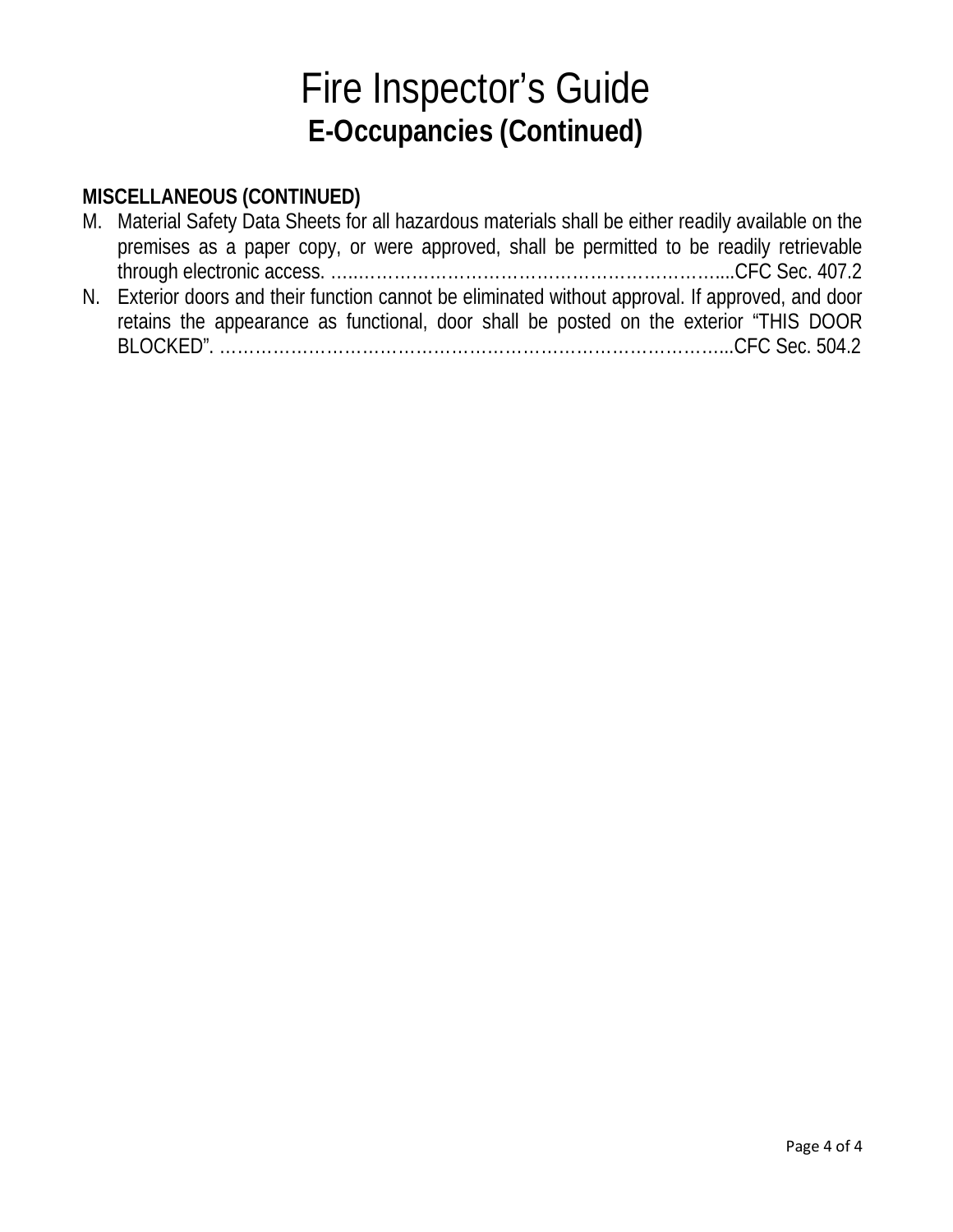# Fire Inspector's Guide

## E-Occupancies (Continued)

**MISCELLANEOUS (CONTINUED)**

M. Material Safety Data Sheets for all hazardous materials shall be either readily available on the premises as a paper copy, or were approved, shall be permitted to be readily retrievable through electronic access. …..………………………………………………………....CFC Sec. 407.2

N. Exterior doors and their function cannot be eliminated without approval. If approved, and door retains the appearance as functional, door shall be posted on the exterior "THIS DOOR BLOCKED". ……………………………………………………………………………...CFC Sec. 504.2